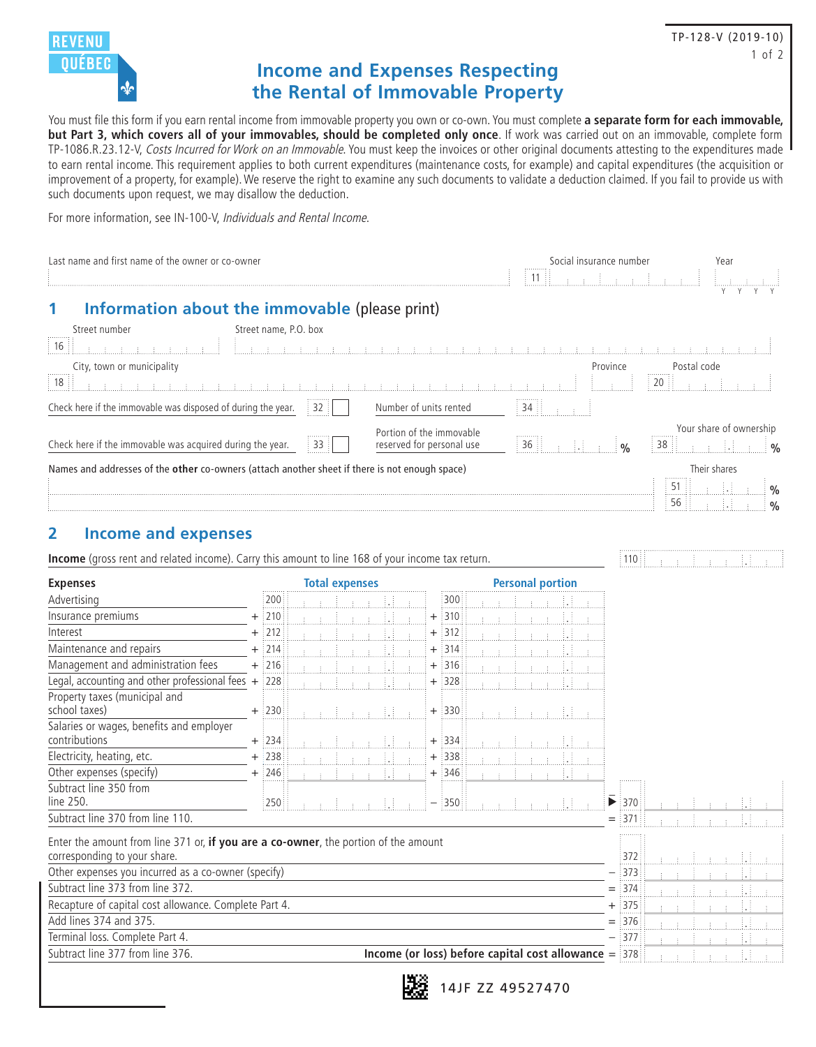REVENU QUÉBEC

TP-128-V (2019-10)

# Income and Expenses Respecting the Rental of Immovable Property

You must file this form if you earn rental income from immovable property you own or co-own. You must complete **a separate form for each immovable, but Part 3, which covers all of your immovables, should be completed only once**. If work was carried out on an immovable, complete form TP-1086.R.23.12-V, *Costs Incurred for Work on an Immovable*. You must keep the invoices or other original documents attesting to the expenditures made to earn rental income. This requirement applies to both current expenditures (maintenance costs, for example) and capital expenditures (the acquisition or improvement of a property, for example). We reserve the right to examine any such documents to validate a deduction claimed. If you fail to provide us with such documents upon request, we may disallow the deduction.

For more information, see IN-100-V, *Individuals and Rental Income*.

Last name and first name of the owner or co-owner

Social insurance number 11

Year Y Y Y Y

## 1 Information about the immovable (please print)

16 Street number

Street name, P.O. box

18 City, town or municipality

Province

20 Postal code

Check here if the immovable was disposed of during the year. 32

Number of units rented 34

Check here if the immovable was acquired during the year. 33

Portion of the immovable reserved for personal use 36 %

Your share of ownership 38 %

Names and addresses of the **other** co-owners (attach another sheet if there is not enough space)

Their shares

51 %

56 %

## 2 Income and expenses

**Income** (gross rent and related income). Carry this amount to line 168 of your income tax return. 110

| Expenses | | Total expenses | | Personal portion | | |
|---|---|---|---|---|---|---|
| Advertising | | 200 | | 300 | | |
| Insurance premiums | + | 210 | + | 310 | | |
| Interest | + | 212 | + | 312 | | |
| Maintenance and repairs | + | 214 | + | 314 | | |
| Management and administration fees | + | 216 | + | 316 | | |
| Legal, accounting and other professional fees | + | 228 | + | 328 | | |
| Property taxes (municipal and school taxes) | + | 230 | + | 330 | | |
| Salaries or wages, benefits and employer contributions | + | 234 | + | 334 | | |
| Electricity, heating, etc. | + | 238 | + | 338 | | |
| Other expenses (specify) | + | 246 | + | 346 | | |
| Subtract line 350 from line 250. | | 250 | − | 350 | ▶ | 370 |
| Subtract line 370 from line 110. | | | | | = | 371 |

| | | |
|---|---|---|
| Enter the amount from line 371 or, **if you are a co-owner**, the portion of the amount corresponding to your share. | | 372 |
| Other expenses you incurred as a co-owner (specify) | − | 373 |
| Subtract line 373 from line 372. | = | 374 |
| Recapture of capital cost allowance. Complete Part 4. | + | 375 |
| Add lines 374 and 375. | = | 376 |
| Terminal loss. Complete Part 4. | − | 377 |
| Subtract line 377 from line 376. **Income (or loss) before capital cost allowance** | = | 378 |

14JF ZZ 49527470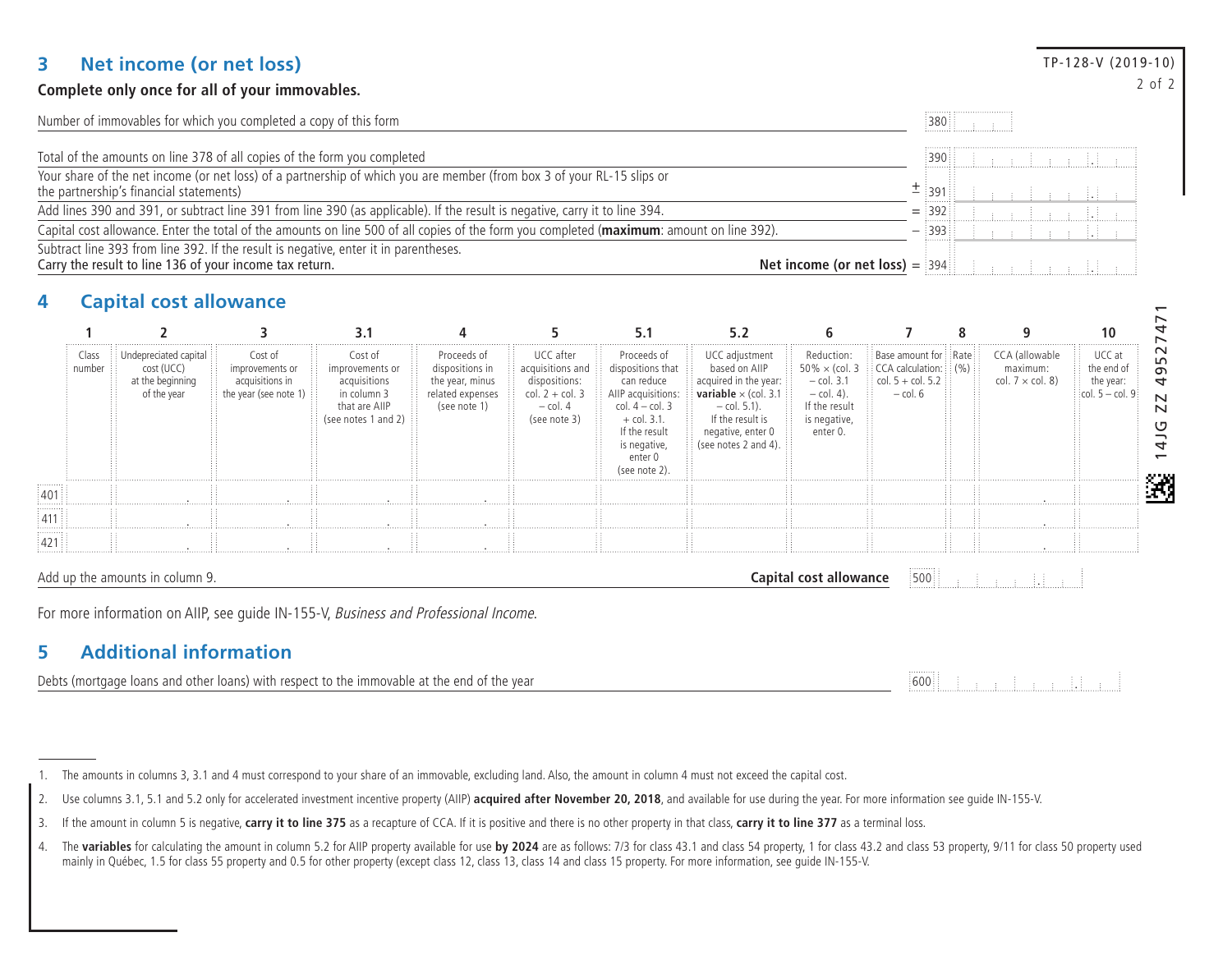## 3 Net income (or net loss)

**Complete only once for all of your immovables.**

| | | |
|---|---|---|
| Number of immovables for which you completed a copy of this form | | 380 |
| Total of the amounts on line 378 of all copies of the form you completed | | 390 |
| Your share of the net income (or net loss) of a partnership of which you are member (from box 3 of your RL-15 slips or the partnership's financial statements) | ± | 391 |
| Add lines 390 and 391, or subtract line 391 from line 390 (as applicable). If the result is negative, carry it to line 394. | = | 392 |
| Capital cost allowance. Enter the total of the amounts on line 500 of all copies of the form you completed (**maximum**: amount on line 392). | − | 393 |
| Subtract line 393 from line 392. If the result is negative, enter it in parentheses. Carry the result to line 136 of your income tax return. **Net income (or net loss)** | = | 394 |

## 4 Capital cost allowance

| | 1 | 2 | 3 | 3.1 | 4 | 5 | 5.1 | 5.2 | 6 | 7 | 8 | 9 | 10 |
|---|---|---|---|---|---|---|---|---|---|---|---|---|---|
| | Class number | Undepreciated capital cost (UCC) at the beginning of the year | Cost of improvements or acquisitions in the year (see note 1) | Cost of improvements or acquisitions in column 3 that are AIIP (see notes 1 and 2) | Proceeds of dispositions in the year, minus related expenses (see note 1) | UCC after acquisitions and dispositions: col. 2 + col. 3 − col. 4 (see note 3) | Proceeds of dispositions that can reduce AIIP acquisitions: col. 4 − col. 3 + col. 3.1. If the result is negative, enter 0 (see note 2). | UCC adjustment based on AIIP acquired in the year: **variable** × (col. 3.1 − col. 5.1). If the result is negative, enter 0 (see notes 2 and 4). | Reduction: 50% × (col. 3 − col. 3.1 − col. 4). If the result is negative, enter 0. | Base amount for CCA calculation: col. 5 + col. 5.2 − col. 6 | Rate (%) | CCA (allowable maximum: col. 7 × col. 8) | UCC at the end of the year: col. 5 − col. 9 |
| 401 | | | | | | | | | | | | | |
| 411 | | | | | | | | | | | | | |
| 421 | | | | | | | | | | | | | |

Add up the amounts in column 9. **Capital cost allowance** 500

For more information on AIIP, see guide IN-155-V, *Business and Professional Income*.

## 5 Additional information

Debts (mortgage loans and other loans) with respect to the immovable at the end of the year 600

---

1. The amounts in columns 3, 3.1 and 4 must correspond to your share of an immovable, excluding land. Also, the amount in column 4 must not exceed the capital cost.
2. Use columns 3.1, 5.1 and 5.2 only for accelerated investment incentive property (AIIP) **acquired after November 20, 2018**, and available for use during the year. For more information see guide IN-155-V.
3. If the amount in column 5 is negative, **carry it to line 375** as a recapture of CCA. If it is positive and there is no other property in that class, **carry it to line 377** as a terminal loss.
4. The **variables** for calculating the amount in column 5.2 for AIIP property available for use **by 2024** are as follows: 7/3 for class 43.1 and class 54 property, 1 for class 43.2 and class 53 property, 9/11 for class 50 property used mainly in Québec, 1.5 for class 55 property and 0.5 for other property (except class 12, class 13, class 14 and class 15 property. For more information, see guide IN-155-V.